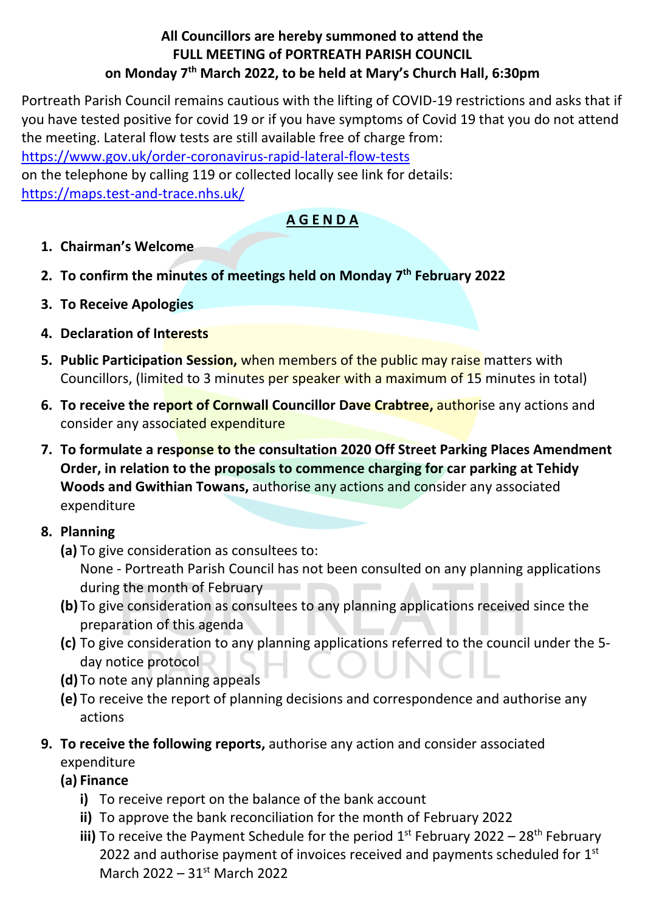**All Councillors are hereby summoned to attend the**
**FULL MEETING of PORTREATH PARISH COUNCIL**
**on Monday 7th March 2022, to be held at Mary's Church Hall, 6:30pm**

Portreath Parish Council remains cautious with the lifting of COVID-19 restrictions and asks that if you have tested positive for covid 19 or if you have symptoms of Covid 19 that you do not attend the meeting. Lateral flow tests are still available free of charge from:
https://www.gov.uk/order-coronavirus-rapid-lateral-flow-tests
on the telephone by calling 119 or collected locally see link for details:
https://maps.test-and-trace.nhs.uk/

## AGENDA

1. **Chairman's Welcome**
2. **To confirm the minutes of meetings held on Monday 7th February 2022**
3. **To Receive Apologies**
4. **Declaration of Interests**
5. **Public Participation Session,** when members of the public may raise matters with Councillors, (limited to 3 minutes per speaker with a maximum of 15 minutes in total)
6. **To receive the report of Cornwall Councillor Dave Crabtree,** authorise any actions and consider any associated expenditure
7. **To formulate a response to the consultation 2020 Off Street Parking Places Amendment Order, in relation to the proposals to commence charging for car parking at Tehidy Woods and Gwithian Towans,** authorise any actions and consider any associated expenditure
8. **Planning**
   - **(a)** To give consideration as consultees to:
     None - Portreath Parish Council has not been consulted on any planning applications during the month of February
   - **(b)** To give consideration as consultees to any planning applications received since the preparation of this agenda
   - **(c)** To give consideration to any planning applications referred to the council under the 5-day notice protocol
   - **(d)** To note any planning appeals
   - **(e)** To receive the report of planning decisions and correspondence and authorise any actions
9. **To receive the following reports,** authorise any action and consider associated expenditure
   - **(a) Finance**
     - **i)** To receive report on the balance of the bank account
     - **ii)** To approve the bank reconciliation for the month of February 2022
     - **iii)** To receive the Payment Schedule for the period 1st February 2022 – 28th February 2022 and authorise payment of invoices received and payments scheduled for 1st March 2022 – 31st March 2022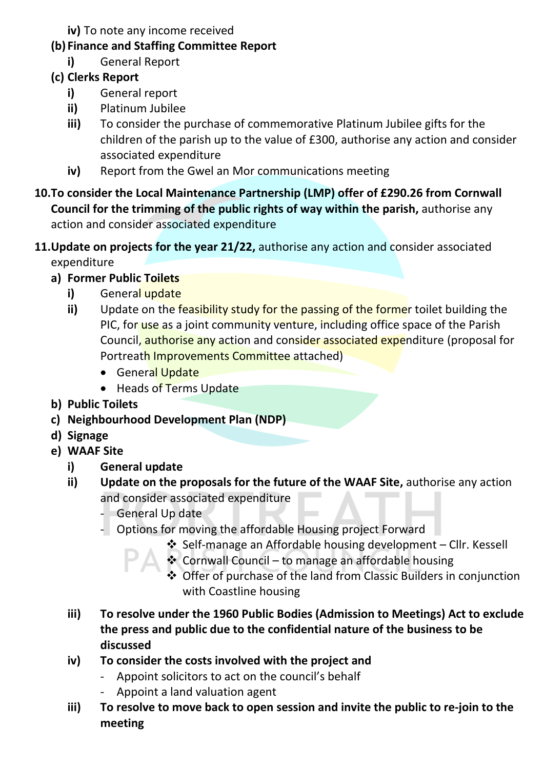**iv)** To note any income received

**(b) Finance and Staffing Committee Report**

- **i)** General Report

**(c) Clerks Report**

- **i)** General report
- **ii)** Platinum Jubilee
- **iii)** To consider the purchase of commemorative Platinum Jubilee gifts for the children of the parish up to the value of £300, authorise any action and consider associated expenditure
- **iv)** Report from the Gwel an Mor communications meeting

**10. To consider the Local Maintenance Partnership (LMP) offer of £290.26 from Cornwall Council for the trimming of the public rights of way within the parish,** authorise any action and consider associated expenditure

**11. Update on projects for the year 21/22,** authorise any action and consider associated expenditure

**a) Former Public Toilets**

- **i)** General update
- **ii)** Update on the feasibility study for the passing of the former toilet building the PIC, for use as a joint community venture, including office space of the Parish Council, authorise any action and consider associated expenditure (proposal for Portreath Improvements Committee attached)
  - General Update
  - Heads of Terms Update

**b) Public Toilets**

**c) Neighbourhood Development Plan (NDP)**

**d) Signage**

**e) WAAF Site**

- **i) General update**
- **ii) Update on the proposals for the future of the WAAF Site,** authorise any action and consider associated expenditure
  - General Up date
  - Options for moving the affordable Housing project Forward
    - ❖ Self-manage an Affordable housing development – Cllr. Kessell
    - ❖ Cornwall Council – to manage an affordable housing
    - ❖ Offer of purchase of the land from Classic Builders in conjunction with Coastline housing
- **iii) To resolve under the 1960 Public Bodies (Admission to Meetings) Act to exclude the press and public due to the confidential nature of the business to be discussed**
- **iv) To consider the costs involved with the project and**
  - Appoint solicitors to act on the council's behalf
  - Appoint a land valuation agent
- **iii) To resolve to move back to open session and invite the public to re-join to the meeting**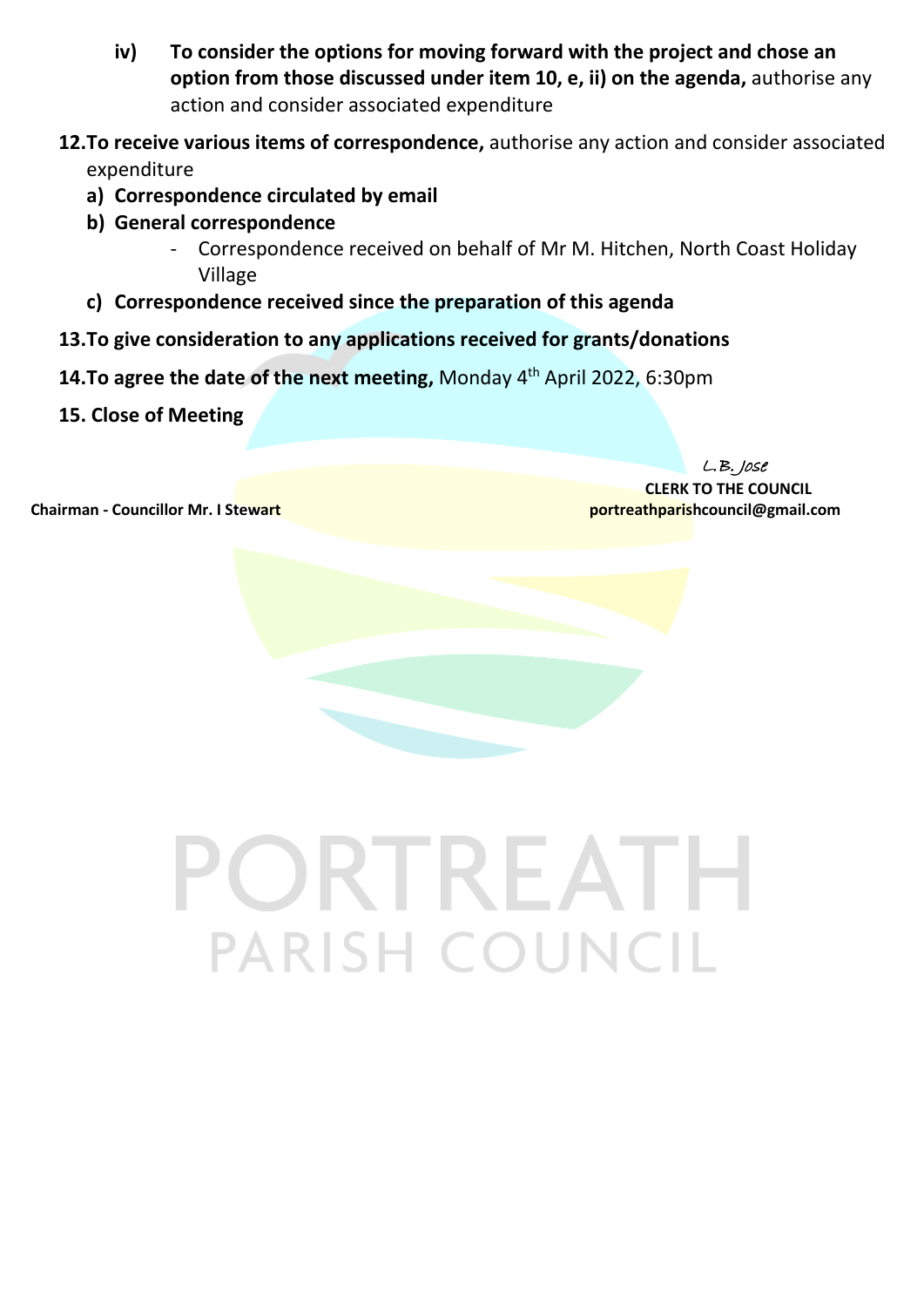iv) **To consider the options for moving forward with the project and chose an option from those discussed under item 10, e, ii) on the agenda,** authorise any action and consider associated expenditure

**12. To receive various items of correspondence,** authorise any action and consider associated expenditure

a) **Correspondence circulated by email**

b) **General correspondence**
   - Correspondence received on behalf of Mr M. Hitchen, North Coast Holiday Village

c) **Correspondence received since the preparation of this agenda**

**13. To give consideration to any applications received for grants/donations**

**14. To agree the date of the next meeting,** Monday 4th April 2022, 6:30pm

**15. Close of Meeting**

L.B. Jose

**CLERK TO THE COUNCIL**

**Chairman - Councillor Mr. I Stewart**

**portreathparishcouncil@gmail.com**